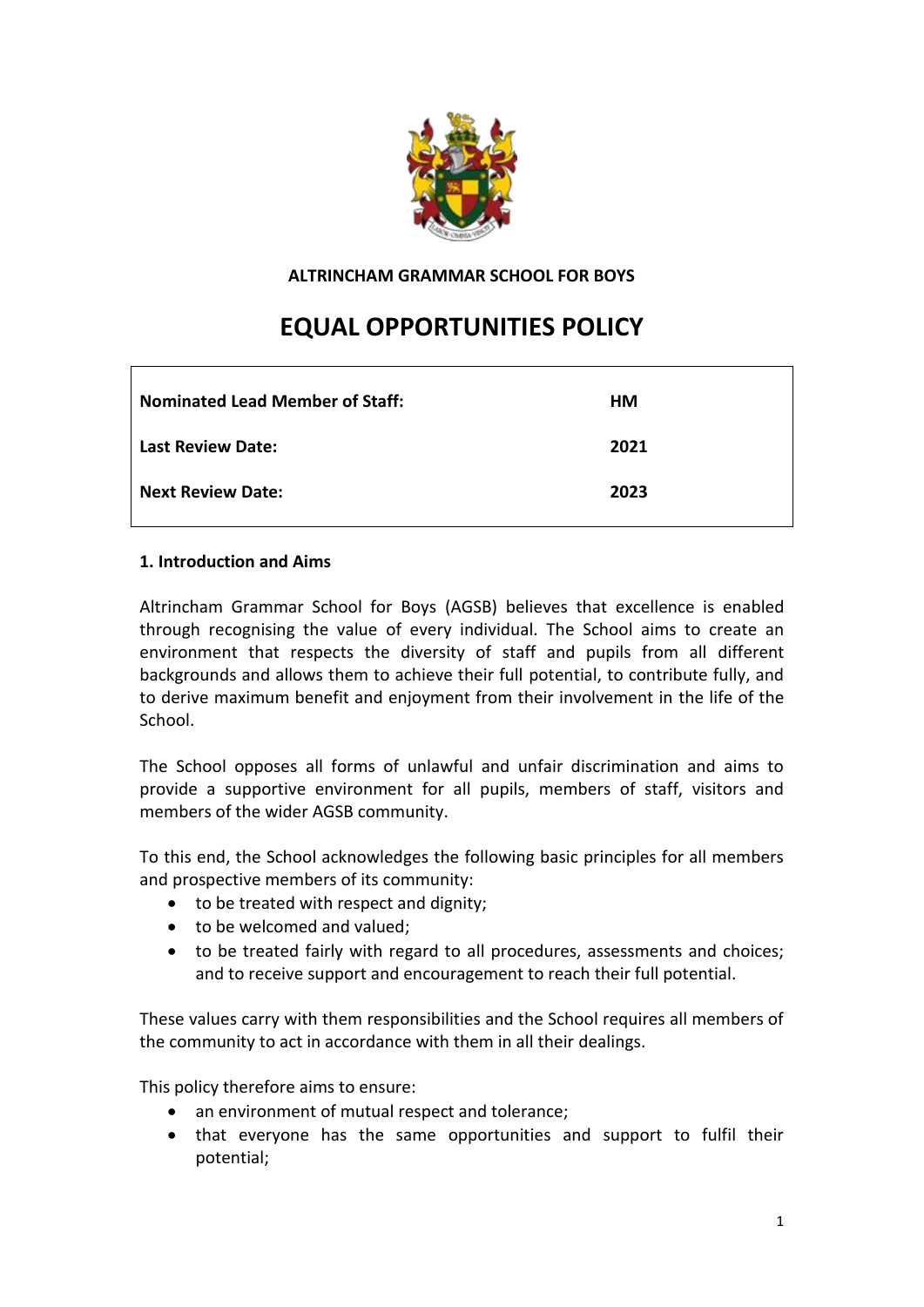**ALTRINCHAM GRAMMAR SCHOOL FOR BOYS**

# EQUAL OPPORTUNITIES POLICY

| | |
|---|---|
| **Nominated Lead Member of Staff:** | **HM** |
| **Last Review Date:** | **2021** |
| **Next Review Date:** | **2023** |

## 1. Introduction and Aims

Altrincham Grammar School for Boys (AGSB) believes that excellence is enabled through recognising the value of every individual. The School aims to create an environment that respects the diversity of staff and pupils from all different backgrounds and allows them to achieve their full potential, to contribute fully, and to derive maximum benefit and enjoyment from their involvement in the life of the School.

The School opposes all forms of unlawful and unfair discrimination and aims to provide a supportive environment for all pupils, members of staff, visitors and members of the wider AGSB community.

To this end, the School acknowledges the following basic principles for all members and prospective members of its community:

- to be treated with respect and dignity;
- to be welcomed and valued;
- to be treated fairly with regard to all procedures, assessments and choices; and to receive support and encouragement to reach their full potential.

These values carry with them responsibilities and the School requires all members of the community to act in accordance with them in all their dealings.

This policy therefore aims to ensure:

- an environment of mutual respect and tolerance;
- that everyone has the same opportunities and support to fulfil their potential;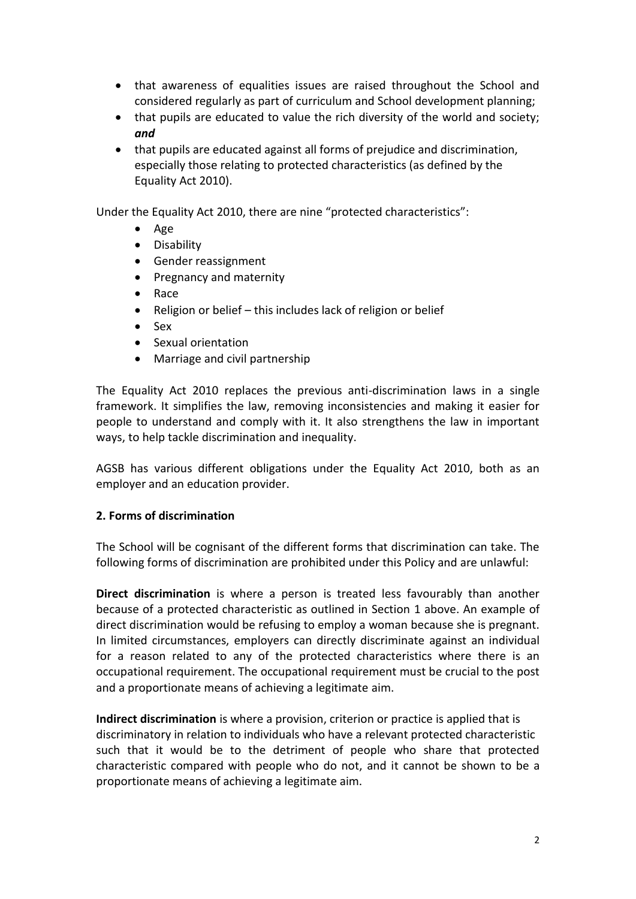- that awareness of equalities issues are raised throughout the School and considered regularly as part of curriculum and School development planning;
- that pupils are educated to value the rich diversity of the world and society; ***and***
- that pupils are educated against all forms of prejudice and discrimination, especially those relating to protected characteristics (as defined by the Equality Act 2010).

Under the Equality Act 2010, there are nine "protected characteristics":

- Age
- Disability
- Gender reassignment
- Pregnancy and maternity
- Race
- Religion or belief – this includes lack of religion or belief
- Sex
- Sexual orientation
- Marriage and civil partnership

The Equality Act 2010 replaces the previous anti-discrimination laws in a single framework. It simplifies the law, removing inconsistencies and making it easier for people to understand and comply with it. It also strengthens the law in important ways, to help tackle discrimination and inequality.

AGSB has various different obligations under the Equality Act 2010, both as an employer and an education provider.

**2. Forms of discrimination**

The School will be cognisant of the different forms that discrimination can take. The following forms of discrimination are prohibited under this Policy and are unlawful:

**Direct discrimination** is where a person is treated less favourably than another because of a protected characteristic as outlined in Section 1 above. An example of direct discrimination would be refusing to employ a woman because she is pregnant. In limited circumstances, employers can directly discriminate against an individual for a reason related to any of the protected characteristics where there is an occupational requirement. The occupational requirement must be crucial to the post and a proportionate means of achieving a legitimate aim.

**Indirect discrimination** is where a provision, criterion or practice is applied that is discriminatory in relation to individuals who have a relevant protected characteristic such that it would be to the detriment of people who share that protected characteristic compared with people who do not, and it cannot be shown to be a proportionate means of achieving a legitimate aim.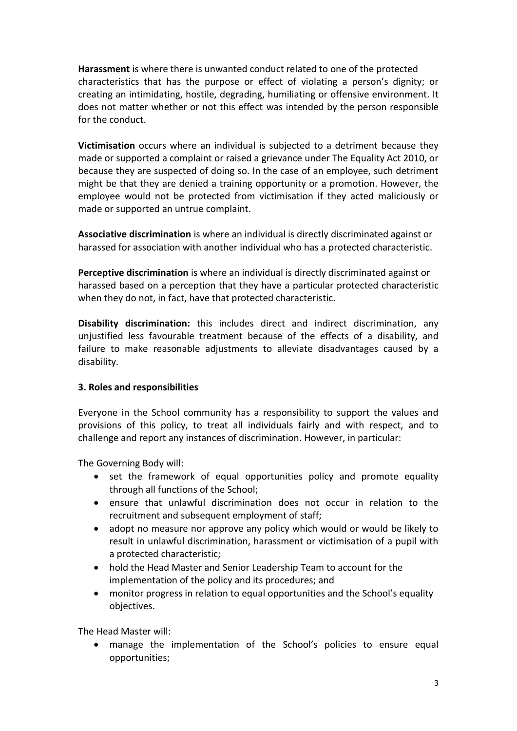**Harassment** is where there is unwanted conduct related to one of the protected characteristics that has the purpose or effect of violating a person's dignity; or creating an intimidating, hostile, degrading, humiliating or offensive environment. It does not matter whether or not this effect was intended by the person responsible for the conduct.

**Victimisation** occurs where an individual is subjected to a detriment because they made or supported a complaint or raised a grievance under The Equality Act 2010, or because they are suspected of doing so. In the case of an employee, such detriment might be that they are denied a training opportunity or a promotion. However, the employee would not be protected from victimisation if they acted maliciously or made or supported an untrue complaint.

**Associative discrimination** is where an individual is directly discriminated against or harassed for association with another individual who has a protected characteristic.

**Perceptive discrimination** is where an individual is directly discriminated against or harassed based on a perception that they have a particular protected characteristic when they do not, in fact, have that protected characteristic.

**Disability discrimination:** this includes direct and indirect discrimination, any unjustified less favourable treatment because of the effects of a disability, and failure to make reasonable adjustments to alleviate disadvantages caused by a disability.

### 3. Roles and responsibilities

Everyone in the School community has a responsibility to support the values and provisions of this policy, to treat all individuals fairly and with respect, and to challenge and report any instances of discrimination. However, in particular:

The Governing Body will:

- set the framework of equal opportunities policy and promote equality through all functions of the School;
- ensure that unlawful discrimination does not occur in relation to the recruitment and subsequent employment of staff;
- adopt no measure nor approve any policy which would or would be likely to result in unlawful discrimination, harassment or victimisation of a pupil with a protected characteristic;
- hold the Head Master and Senior Leadership Team to account for the implementation of the policy and its procedures; and
- monitor progress in relation to equal opportunities and the School's equality objectives.

The Head Master will:

- manage the implementation of the School's policies to ensure equal opportunities;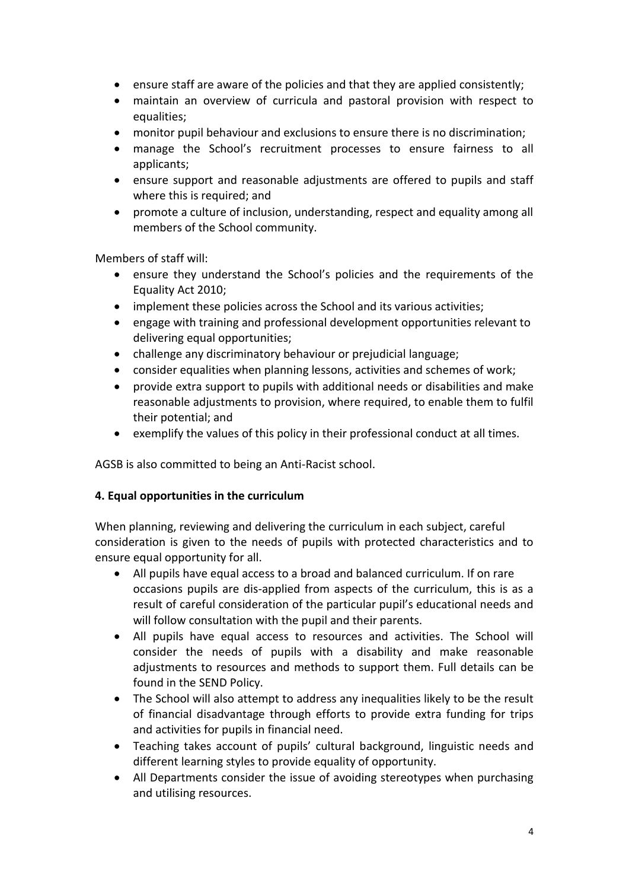- ensure staff are aware of the policies and that they are applied consistently;
- maintain an overview of curricula and pastoral provision with respect to equalities;
- monitor pupil behaviour and exclusions to ensure there is no discrimination;
- manage the School's recruitment processes to ensure fairness to all applicants;
- ensure support and reasonable adjustments are offered to pupils and staff where this is required; and
- promote a culture of inclusion, understanding, respect and equality among all members of the School community.

Members of staff will:

- ensure they understand the School's policies and the requirements of the Equality Act 2010;
- implement these policies across the School and its various activities;
- engage with training and professional development opportunities relevant to delivering equal opportunities;
- challenge any discriminatory behaviour or prejudicial language;
- consider equalities when planning lessons, activities and schemes of work;
- provide extra support to pupils with additional needs or disabilities and make reasonable adjustments to provision, where required, to enable them to fulfil their potential; and
- exemplify the values of this policy in their professional conduct at all times.

AGSB is also committed to being an Anti-Racist school.

**4. Equal opportunities in the curriculum**

When planning, reviewing and delivering the curriculum in each subject, careful consideration is given to the needs of pupils with protected characteristics and to ensure equal opportunity for all.

- All pupils have equal access to a broad and balanced curriculum. If on rare occasions pupils are dis-applied from aspects of the curriculum, this is as a result of careful consideration of the particular pupil's educational needs and will follow consultation with the pupil and their parents.
- All pupils have equal access to resources and activities. The School will consider the needs of pupils with a disability and make reasonable adjustments to resources and methods to support them. Full details can be found in the SEND Policy.
- The School will also attempt to address any inequalities likely to be the result of financial disadvantage through efforts to provide extra funding for trips and activities for pupils in financial need.
- Teaching takes account of pupils' cultural background, linguistic needs and different learning styles to provide equality of opportunity.
- All Departments consider the issue of avoiding stereotypes when purchasing and utilising resources.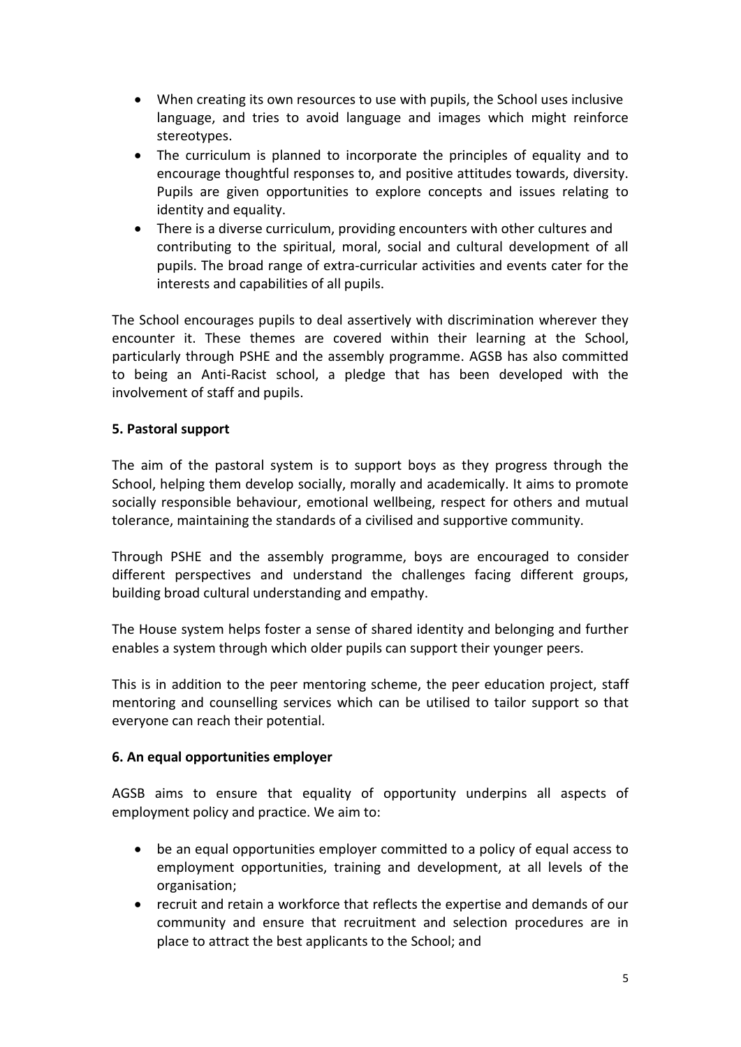- When creating its own resources to use with pupils, the School uses inclusive language, and tries to avoid language and images which might reinforce stereotypes.
- The curriculum is planned to incorporate the principles of equality and to encourage thoughtful responses to, and positive attitudes towards, diversity. Pupils are given opportunities to explore concepts and issues relating to identity and equality.
- There is a diverse curriculum, providing encounters with other cultures and contributing to the spiritual, moral, social and cultural development of all pupils. The broad range of extra-curricular activities and events cater for the interests and capabilities of all pupils.

The School encourages pupils to deal assertively with discrimination wherever they encounter it. These themes are covered within their learning at the School, particularly through PSHE and the assembly programme. AGSB has also committed to being an Anti-Racist school, a pledge that has been developed with the involvement of staff and pupils.

**5. Pastoral support**

The aim of the pastoral system is to support boys as they progress through the School, helping them develop socially, morally and academically. It aims to promote socially responsible behaviour, emotional wellbeing, respect for others and mutual tolerance, maintaining the standards of a civilised and supportive community.

Through PSHE and the assembly programme, boys are encouraged to consider different perspectives and understand the challenges facing different groups, building broad cultural understanding and empathy.

The House system helps foster a sense of shared identity and belonging and further enables a system through which older pupils can support their younger peers.

This is in addition to the peer mentoring scheme, the peer education project, staff mentoring and counselling services which can be utilised to tailor support so that everyone can reach their potential.

**6. An equal opportunities employer**

AGSB aims to ensure that equality of opportunity underpins all aspects of employment policy and practice. We aim to:

- be an equal opportunities employer committed to a policy of equal access to employment opportunities, training and development, at all levels of the organisation;
- recruit and retain a workforce that reflects the expertise and demands of our community and ensure that recruitment and selection procedures are in place to attract the best applicants to the School; and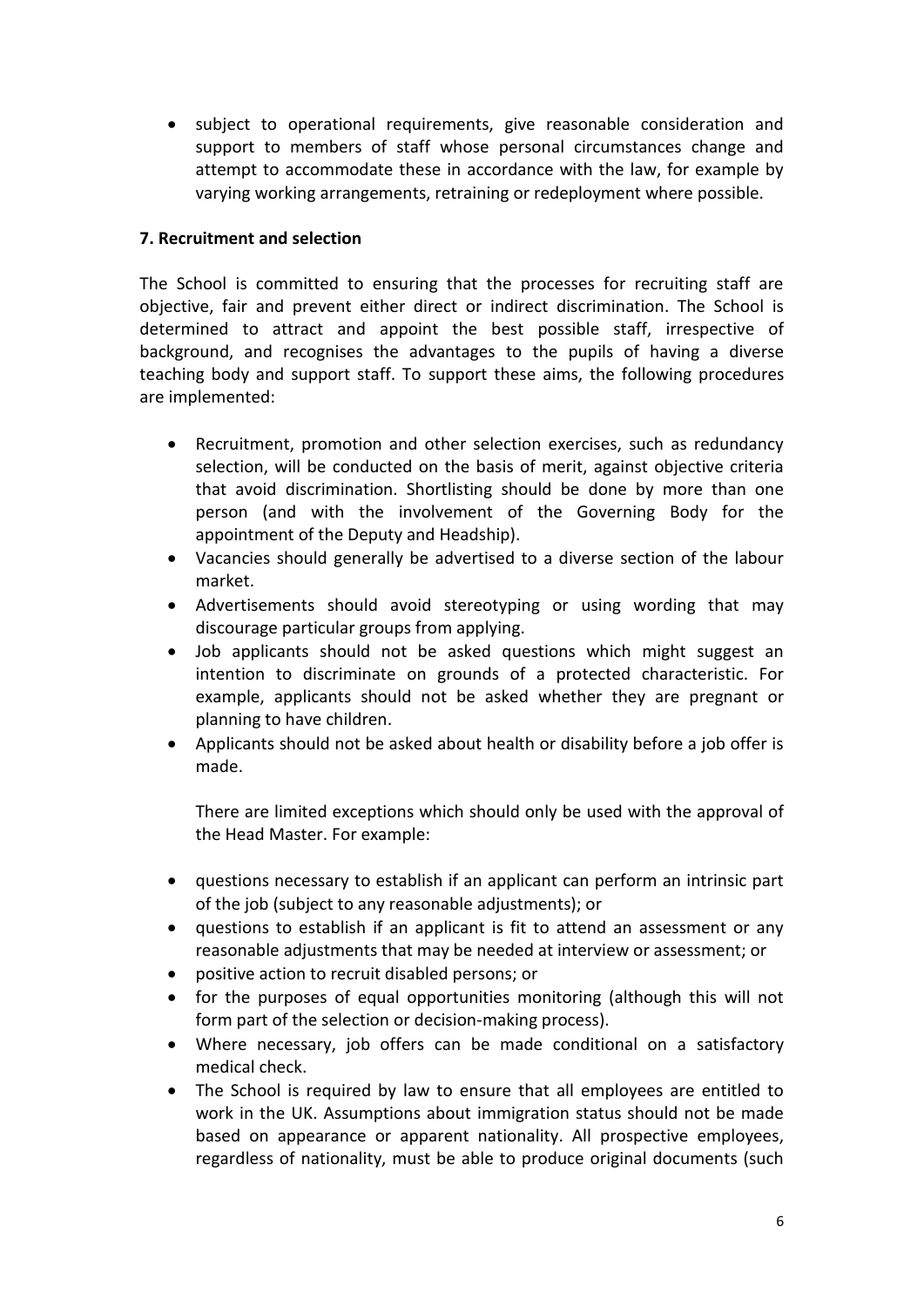- subject to operational requirements, give reasonable consideration and support to members of staff whose personal circumstances change and attempt to accommodate these in accordance with the law, for example by varying working arrangements, retraining or redeployment where possible.

**7. Recruitment and selection**

The School is committed to ensuring that the processes for recruiting staff are objective, fair and prevent either direct or indirect discrimination. The School is determined to attract and appoint the best possible staff, irrespective of background, and recognises the advantages to the pupils of having a diverse teaching body and support staff. To support these aims, the following procedures are implemented:

- Recruitment, promotion and other selection exercises, such as redundancy selection, will be conducted on the basis of merit, against objective criteria that avoid discrimination. Shortlisting should be done by more than one person (and with the involvement of the Governing Body for the appointment of the Deputy and Headship).
- Vacancies should generally be advertised to a diverse section of the labour market.
- Advertisements should avoid stereotyping or using wording that may discourage particular groups from applying.
- Job applicants should not be asked questions which might suggest an intention to discriminate on grounds of a protected characteristic. For example, applicants should not be asked whether they are pregnant or planning to have children.
- Applicants should not be asked about health or disability before a job offer is made.

  There are limited exceptions which should only be used with the approval of the Head Master. For example:

- questions necessary to establish if an applicant can perform an intrinsic part of the job (subject to any reasonable adjustments); or
- questions to establish if an applicant is fit to attend an assessment or any reasonable adjustments that may be needed at interview or assessment; or
- positive action to recruit disabled persons; or
- for the purposes of equal opportunities monitoring (although this will not form part of the selection or decision-making process).
- Where necessary, job offers can be made conditional on a satisfactory medical check.
- The School is required by law to ensure that all employees are entitled to work in the UK. Assumptions about immigration status should not be made based on appearance or apparent nationality. All prospective employees, regardless of nationality, must be able to produce original documents (such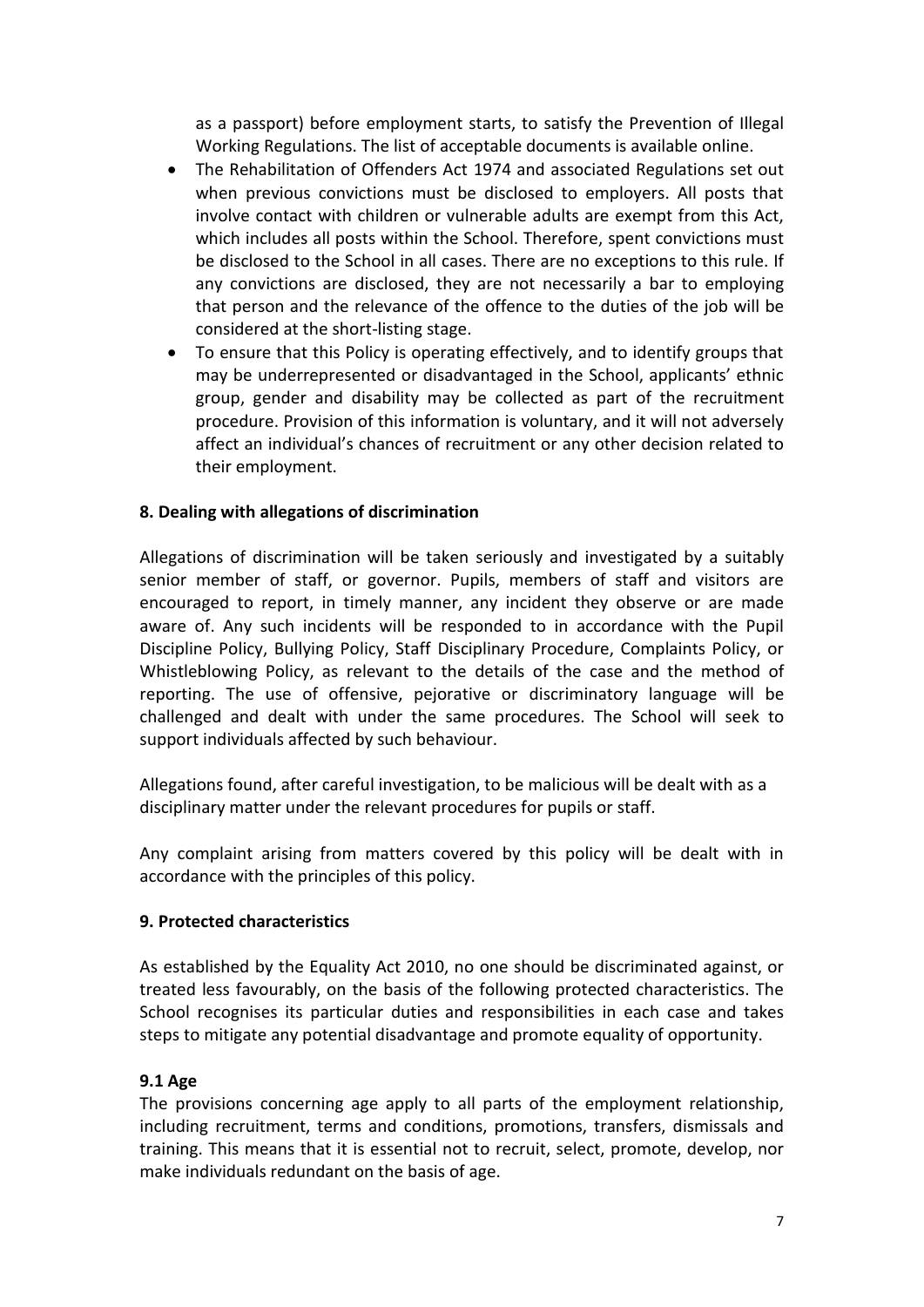as a passport) before employment starts, to satisfy the Prevention of Illegal Working Regulations. The list of acceptable documents is available online.

- The Rehabilitation of Offenders Act 1974 and associated Regulations set out when previous convictions must be disclosed to employers. All posts that involve contact with children or vulnerable adults are exempt from this Act, which includes all posts within the School. Therefore, spent convictions must be disclosed to the School in all cases. There are no exceptions to this rule. If any convictions are disclosed, they are not necessarily a bar to employing that person and the relevance of the offence to the duties of the job will be considered at the short-listing stage.
- To ensure that this Policy is operating effectively, and to identify groups that may be underrepresented or disadvantaged in the School, applicants' ethnic group, gender and disability may be collected as part of the recruitment procedure. Provision of this information is voluntary, and it will not adversely affect an individual's chances of recruitment or any other decision related to their employment.

**8. Dealing with allegations of discrimination**

Allegations of discrimination will be taken seriously and investigated by a suitably senior member of staff, or governor. Pupils, members of staff and visitors are encouraged to report, in timely manner, any incident they observe or are made aware of. Any such incidents will be responded to in accordance with the Pupil Discipline Policy, Bullying Policy, Staff Disciplinary Procedure, Complaints Policy, or Whistleblowing Policy, as relevant to the details of the case and the method of reporting. The use of offensive, pejorative or discriminatory language will be challenged and dealt with under the same procedures. The School will seek to support individuals affected by such behaviour.

Allegations found, after careful investigation, to be malicious will be dealt with as a disciplinary matter under the relevant procedures for pupils or staff.

Any complaint arising from matters covered by this policy will be dealt with in accordance with the principles of this policy.

**9. Protected characteristics**

As established by the Equality Act 2010, no one should be discriminated against, or treated less favourably, on the basis of the following protected characteristics. The School recognises its particular duties and responsibilities in each case and takes steps to mitigate any potential disadvantage and promote equality of opportunity.

**9.1 Age**

The provisions concerning age apply to all parts of the employment relationship, including recruitment, terms and conditions, promotions, transfers, dismissals and training. This means that it is essential not to recruit, select, promote, develop, nor make individuals redundant on the basis of age.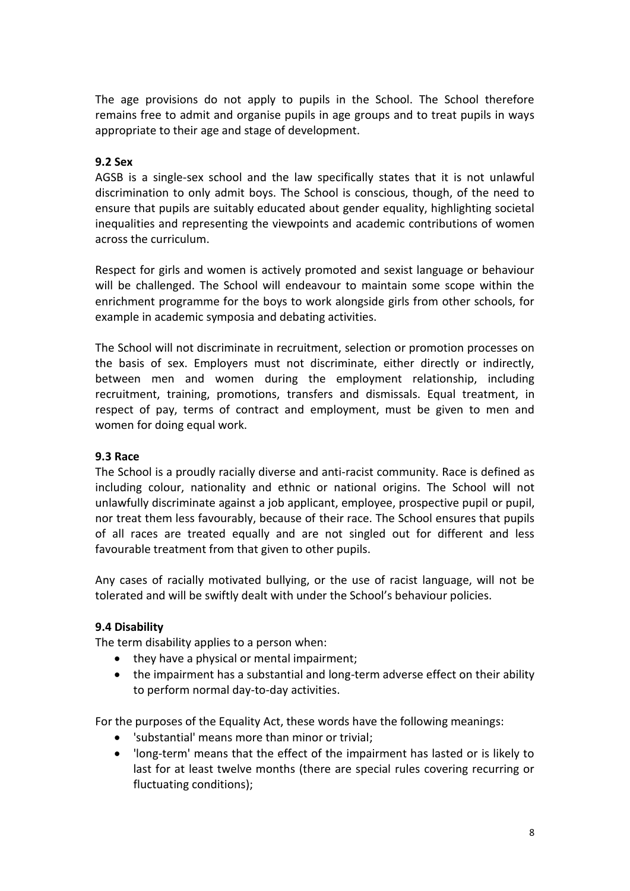The age provisions do not apply to pupils in the School. The School therefore remains free to admit and organise pupils in age groups and to treat pupils in ways appropriate to their age and stage of development.

### 9.2 Sex

AGSB is a single-sex school and the law specifically states that it is not unlawful discrimination to only admit boys. The School is conscious, though, of the need to ensure that pupils are suitably educated about gender equality, highlighting societal inequalities and representing the viewpoints and academic contributions of women across the curriculum.

Respect for girls and women is actively promoted and sexist language or behaviour will be challenged. The School will endeavour to maintain some scope within the enrichment programme for the boys to work alongside girls from other schools, for example in academic symposia and debating activities.

The School will not discriminate in recruitment, selection or promotion processes on the basis of sex. Employers must not discriminate, either directly or indirectly, between men and women during the employment relationship, including recruitment, training, promotions, transfers and dismissals. Equal treatment, in respect of pay, terms of contract and employment, must be given to men and women for doing equal work.

### 9.3 Race

The School is a proudly racially diverse and anti-racist community. Race is defined as including colour, nationality and ethnic or national origins. The School will not unlawfully discriminate against a job applicant, employee, prospective pupil or pupil, nor treat them less favourably, because of their race. The School ensures that pupils of all races are treated equally and are not singled out for different and less favourable treatment from that given to other pupils.

Any cases of racially motivated bullying, or the use of racist language, will not be tolerated and will be swiftly dealt with under the School's behaviour policies.

### 9.4 Disability

The term disability applies to a person when:

- they have a physical or mental impairment;
- the impairment has a substantial and long-term adverse effect on their ability to perform normal day-to-day activities.

For the purposes of the Equality Act, these words have the following meanings:

- 'substantial' means more than minor or trivial;
- 'long-term' means that the effect of the impairment has lasted or is likely to last for at least twelve months (there are special rules covering recurring or fluctuating conditions);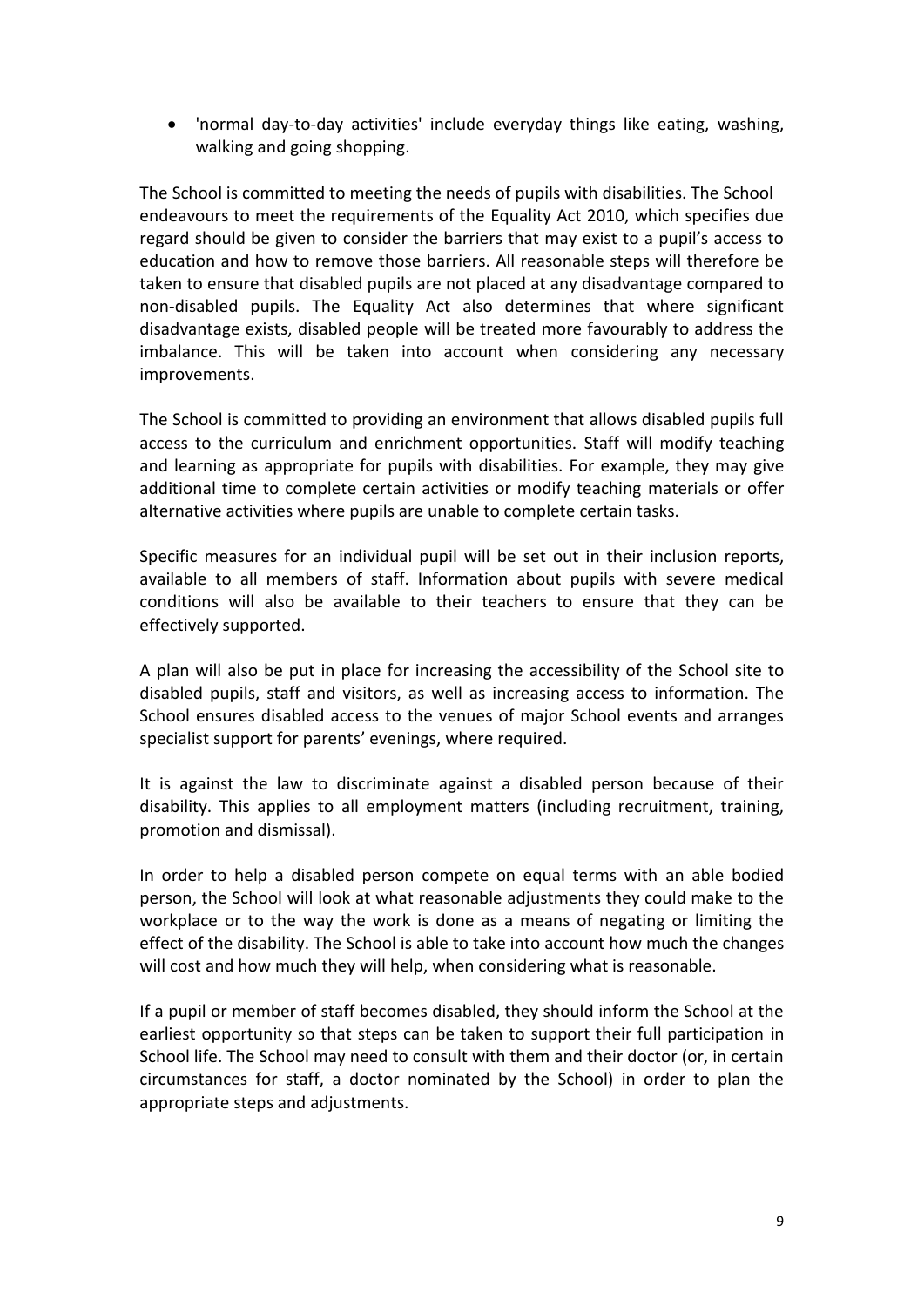- 'normal day-to-day activities' include everyday things like eating, washing, walking and going shopping.

The School is committed to meeting the needs of pupils with disabilities. The School endeavours to meet the requirements of the Equality Act 2010, which specifies due regard should be given to consider the barriers that may exist to a pupil's access to education and how to remove those barriers. All reasonable steps will therefore be taken to ensure that disabled pupils are not placed at any disadvantage compared to non-disabled pupils. The Equality Act also determines that where significant disadvantage exists, disabled people will be treated more favourably to address the imbalance. This will be taken into account when considering any necessary improvements.

The School is committed to providing an environment that allows disabled pupils full access to the curriculum and enrichment opportunities. Staff will modify teaching and learning as appropriate for pupils with disabilities. For example, they may give additional time to complete certain activities or modify teaching materials or offer alternative activities where pupils are unable to complete certain tasks.

Specific measures for an individual pupil will be set out in their inclusion reports, available to all members of staff. Information about pupils with severe medical conditions will also be available to their teachers to ensure that they can be effectively supported.

A plan will also be put in place for increasing the accessibility of the School site to disabled pupils, staff and visitors, as well as increasing access to information. The School ensures disabled access to the venues of major School events and arranges specialist support for parents' evenings, where required.

It is against the law to discriminate against a disabled person because of their disability. This applies to all employment matters (including recruitment, training, promotion and dismissal).

In order to help a disabled person compete on equal terms with an able bodied person, the School will look at what reasonable adjustments they could make to the workplace or to the way the work is done as a means of negating or limiting the effect of the disability. The School is able to take into account how much the changes will cost and how much they will help, when considering what is reasonable.

If a pupil or member of staff becomes disabled, they should inform the School at the earliest opportunity so that steps can be taken to support their full participation in School life. The School may need to consult with them and their doctor (or, in certain circumstances for staff, a doctor nominated by the School) in order to plan the appropriate steps and adjustments.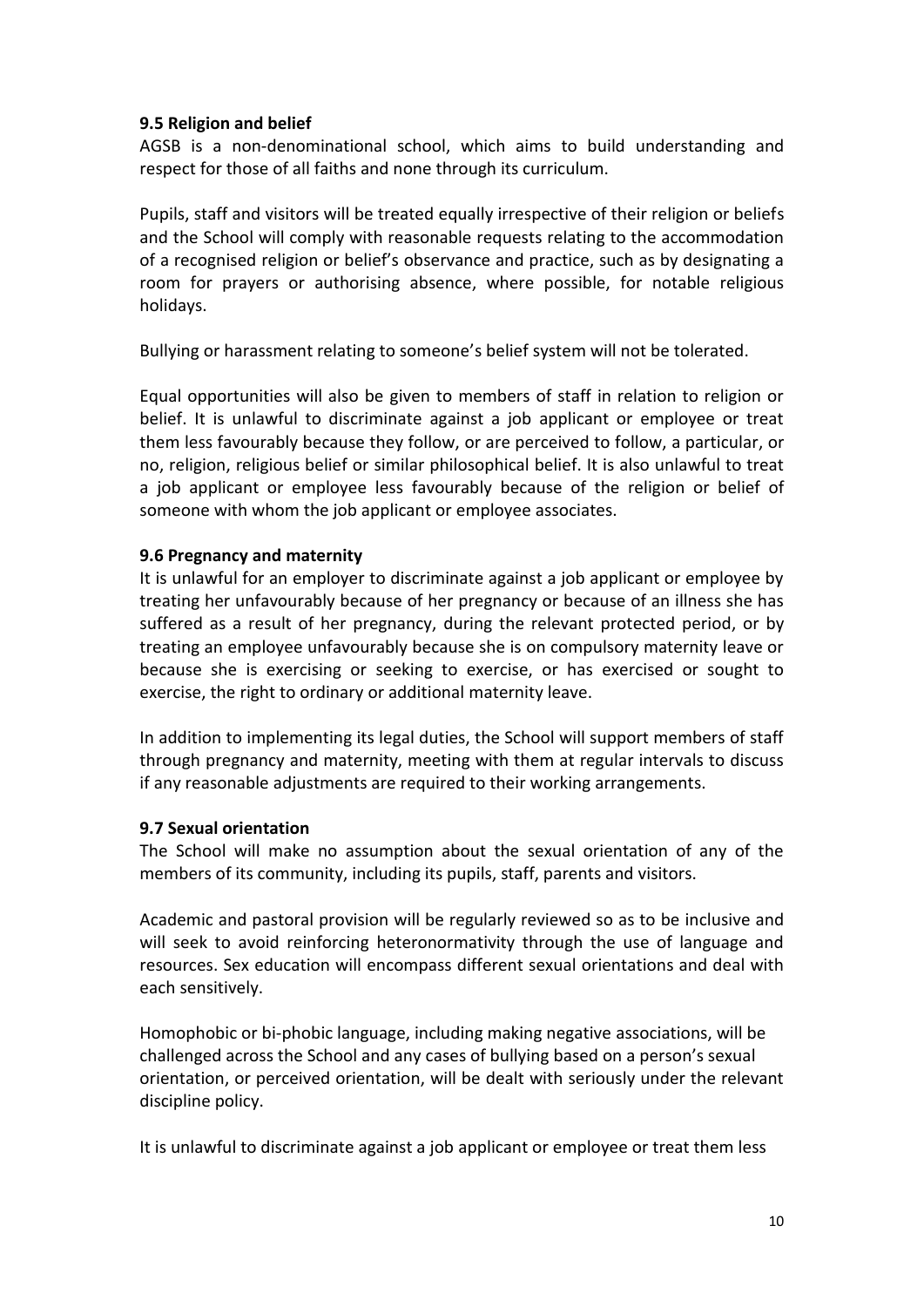**9.5 Religion and belief**

AGSB is a non-denominational school, which aims to build understanding and respect for those of all faiths and none through its curriculum.

Pupils, staff and visitors will be treated equally irrespective of their religion or beliefs and the School will comply with reasonable requests relating to the accommodation of a recognised religion or belief's observance and practice, such as by designating a room for prayers or authorising absence, where possible, for notable religious holidays.

Bullying or harassment relating to someone's belief system will not be tolerated.

Equal opportunities will also be given to members of staff in relation to religion or belief. It is unlawful to discriminate against a job applicant or employee or treat them less favourably because they follow, or are perceived to follow, a particular, or no, religion, religious belief or similar philosophical belief. It is also unlawful to treat a job applicant or employee less favourably because of the religion or belief of someone with whom the job applicant or employee associates.

**9.6 Pregnancy and maternity**

It is unlawful for an employer to discriminate against a job applicant or employee by treating her unfavourably because of her pregnancy or because of an illness she has suffered as a result of her pregnancy, during the relevant protected period, or by treating an employee unfavourably because she is on compulsory maternity leave or because she is exercising or seeking to exercise, or has exercised or sought to exercise, the right to ordinary or additional maternity leave.

In addition to implementing its legal duties, the School will support members of staff through pregnancy and maternity, meeting with them at regular intervals to discuss if any reasonable adjustments are required to their working arrangements.

**9.7 Sexual orientation**

The School will make no assumption about the sexual orientation of any of the members of its community, including its pupils, staff, parents and visitors.

Academic and pastoral provision will be regularly reviewed so as to be inclusive and will seek to avoid reinforcing heteronormativity through the use of language and resources. Sex education will encompass different sexual orientations and deal with each sensitively.

Homophobic or bi-phobic language, including making negative associations, will be challenged across the School and any cases of bullying based on a person's sexual orientation, or perceived orientation, will be dealt with seriously under the relevant discipline policy.

It is unlawful to discriminate against a job applicant or employee or treat them less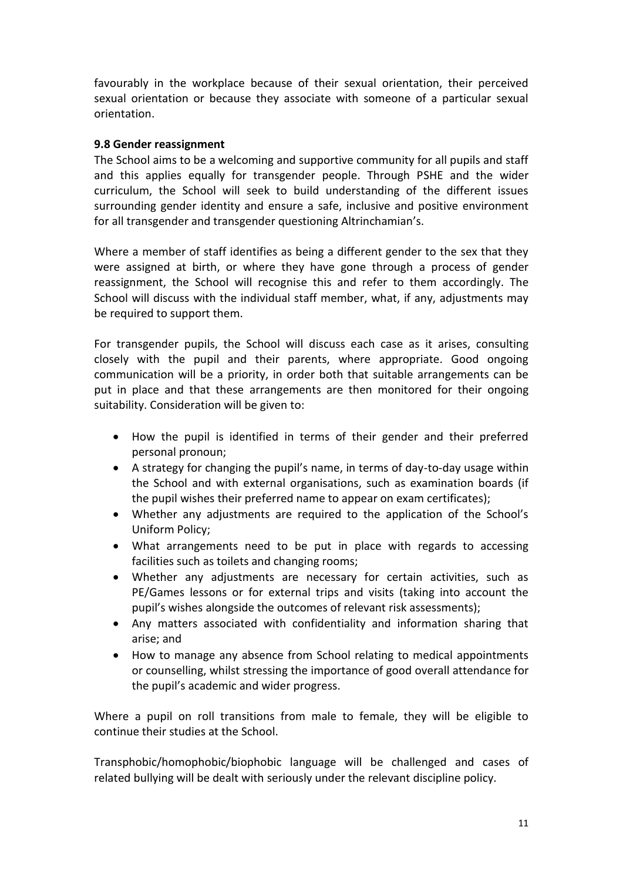favourably in the workplace because of their sexual orientation, their perceived sexual orientation or because they associate with someone of a particular sexual orientation.

**9.8 Gender reassignment**

The School aims to be a welcoming and supportive community for all pupils and staff and this applies equally for transgender people. Through PSHE and the wider curriculum, the School will seek to build understanding of the different issues surrounding gender identity and ensure a safe, inclusive and positive environment for all transgender and transgender questioning Altrinchamian's.

Where a member of staff identifies as being a different gender to the sex that they were assigned at birth, or where they have gone through a process of gender reassignment, the School will recognise this and refer to them accordingly. The School will discuss with the individual staff member, what, if any, adjustments may be required to support them.

For transgender pupils, the School will discuss each case as it arises, consulting closely with the pupil and their parents, where appropriate. Good ongoing communication will be a priority, in order both that suitable arrangements can be put in place and that these arrangements are then monitored for their ongoing suitability. Consideration will be given to:

- How the pupil is identified in terms of their gender and their preferred personal pronoun;
- A strategy for changing the pupil's name, in terms of day-to-day usage within the School and with external organisations, such as examination boards (if the pupil wishes their preferred name to appear on exam certificates);
- Whether any adjustments are required to the application of the School's Uniform Policy;
- What arrangements need to be put in place with regards to accessing facilities such as toilets and changing rooms;
- Whether any adjustments are necessary for certain activities, such as PE/Games lessons or for external trips and visits (taking into account the pupil's wishes alongside the outcomes of relevant risk assessments);
- Any matters associated with confidentiality and information sharing that arise; and
- How to manage any absence from School relating to medical appointments or counselling, whilst stressing the importance of good overall attendance for the pupil's academic and wider progress.

Where a pupil on roll transitions from male to female, they will be eligible to continue their studies at the School.

Transphobic/homophobic/biophobic language will be challenged and cases of related bullying will be dealt with seriously under the relevant discipline policy.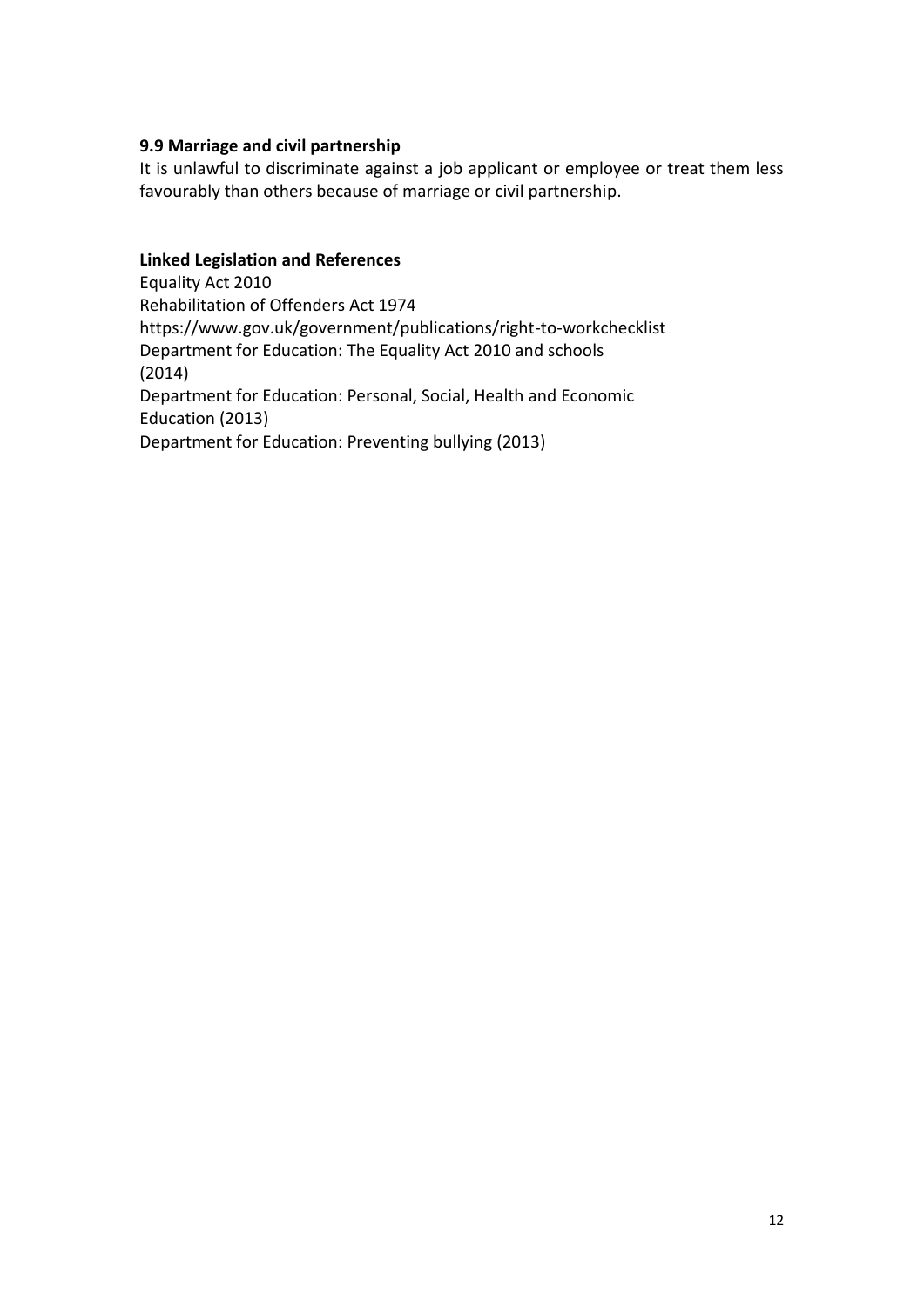### 9.9 Marriage and civil partnership

It is unlawful to discriminate against a job applicant or employee or treat them less favourably than others because of marriage or civil partnership.

**Linked Legislation and References**

Equality Act 2010
Rehabilitation of Offenders Act 1974
https://www.gov.uk/government/publications/right-to-workchecklist
Department for Education: The Equality Act 2010 and schools (2014)
Department for Education: Personal, Social, Health and Economic Education (2013)
Department for Education: Preventing bullying (2013)